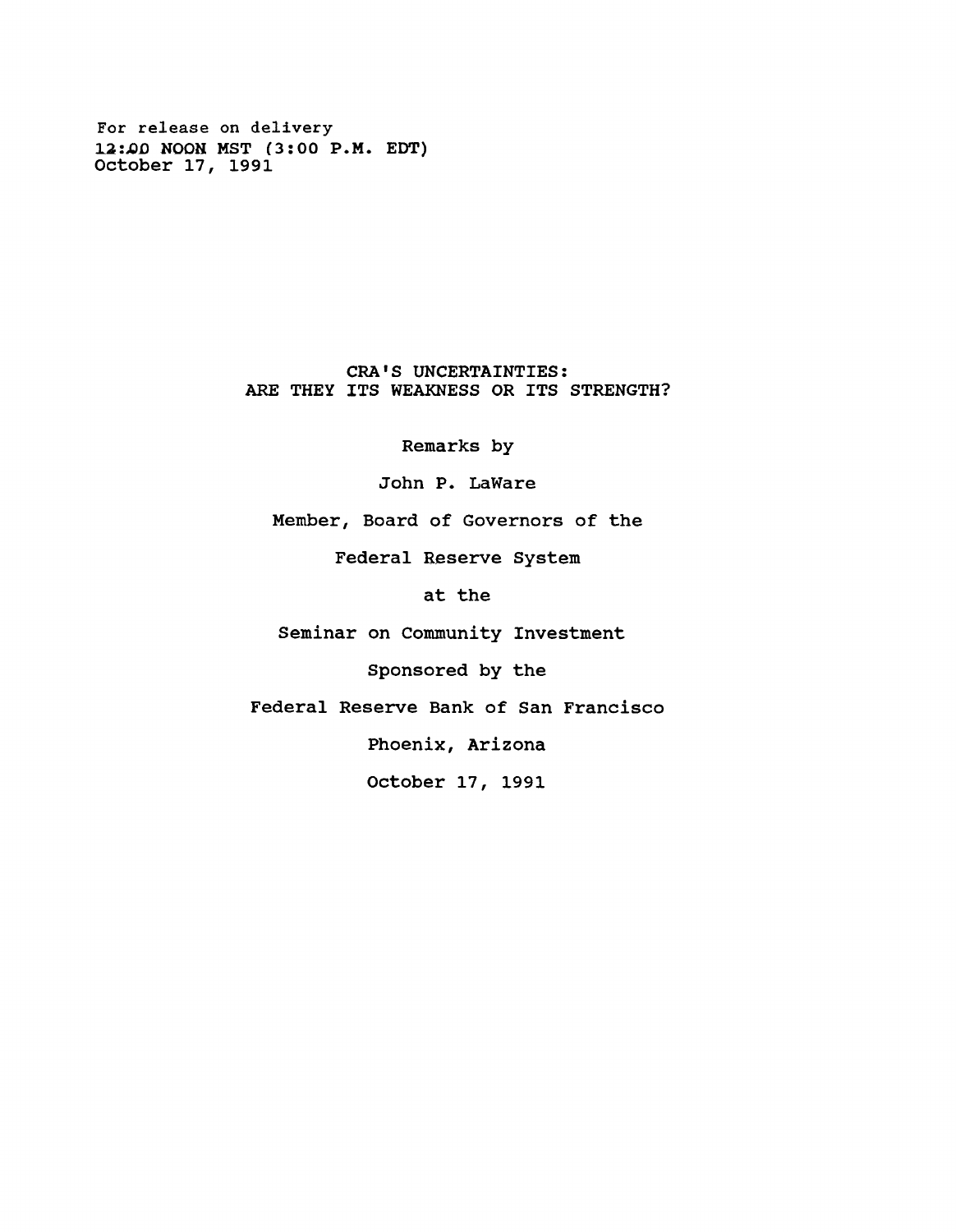For release on delivery
12:00 NOON MST (3:00 P.M. EDT)
October 17, 1991

# CRA'S UNCERTAINTIES: ARE THEY ITS WEAKNESS OR ITS STRENGTH?

Remarks by

John P. LaWare

Member, Board of Governors of the

Federal Reserve System

at the

Seminar on Community Investment

Sponsored by the

Federal Reserve Bank of San Francisco

Phoenix, Arizona

October 17, 1991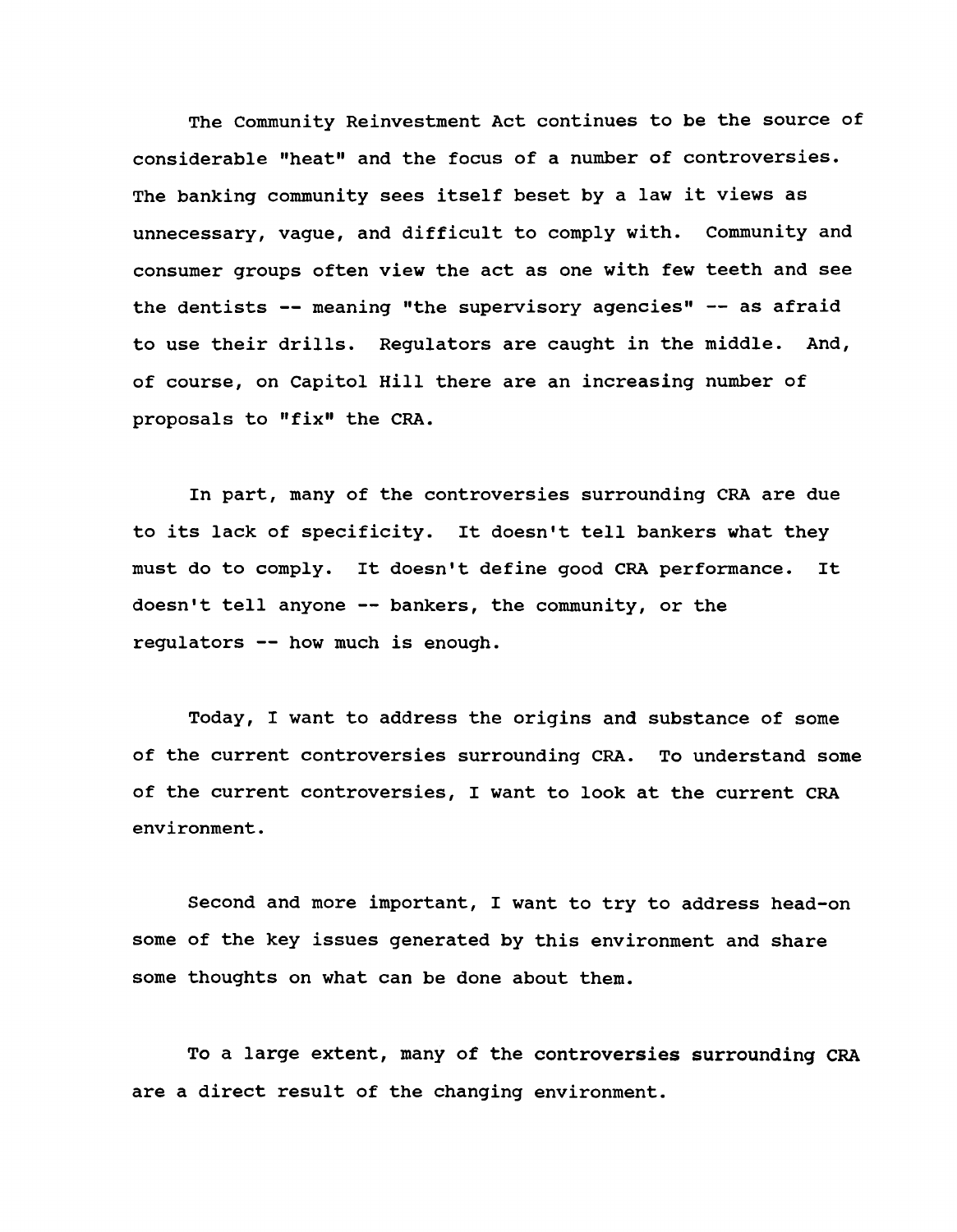The Community Reinvestment Act continues to be the source of considerable "heat" and the focus of a number of controversies. The banking community sees itself beset by a law it views as unnecessary, vague, and difficult to comply with. Community and consumer groups often view the act as one with few teeth and see the dentists -- meaning "the supervisory agencies" -- as afraid to use their drills. Regulators are caught in the middle. And, of course, on Capitol Hill there are an increasing number of proposals to "fix" the CRA.

In part, many of the controversies surrounding CRA are due to its lack of specificity. It doesn't tell bankers what they must do to comply. It doesn't define good CRA performance. It doesn't tell anyone -- bankers, the community, or the regulators -- how much is enough.

Today, I want to address the origins and substance of some of the current controversies surrounding CRA. To understand some of the current controversies, I want to look at the current CRA environment.

Second and more important, I want to try to address head-on some of the key issues generated by this environment and share some thoughts on what can be done about them.

To a large extent, many of the controversies surrounding CRA are a direct result of the changing environment.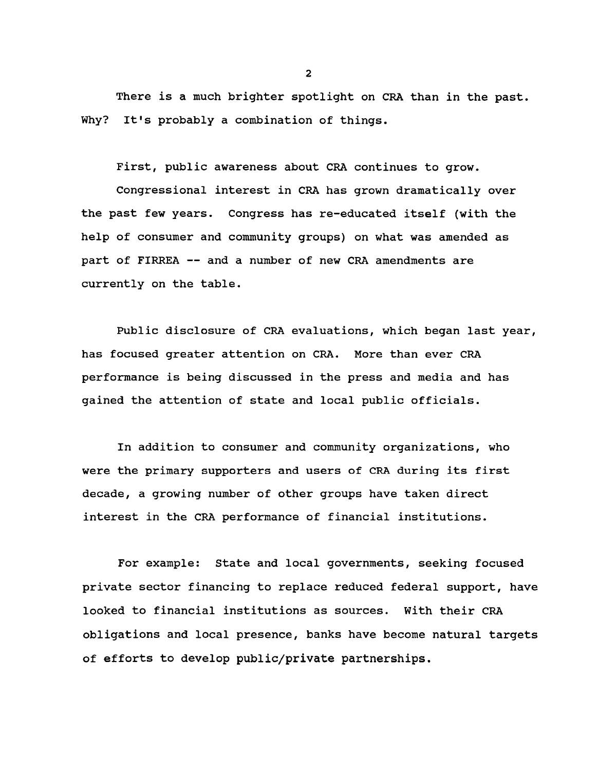There is a much brighter spotlight on CRA than in the past. Why? It's probably a combination of things.

First, public awareness about CRA continues to grow.

Congressional interest in CRA has grown dramatically over the past few years. Congress has re-educated itself (with the help of consumer and community groups) on what was amended as part of FIRREA -- and a number of new CRA amendments are currently on the table.

Public disclosure of CRA evaluations, which began last year, has focused greater attention on CRA. More than ever CRA performance is being discussed in the press and media and has gained the attention of state and local public officials.

In addition to consumer and community organizations, who were the primary supporters and users of CRA during its first decade, a growing number of other groups have taken direct interest in the CRA performance of financial institutions.

For example: State and local governments, seeking focused private sector financing to replace reduced federal support, have looked to financial institutions as sources. With their CRA obligations and local presence, banks have become natural targets of efforts to develop public/private partnerships.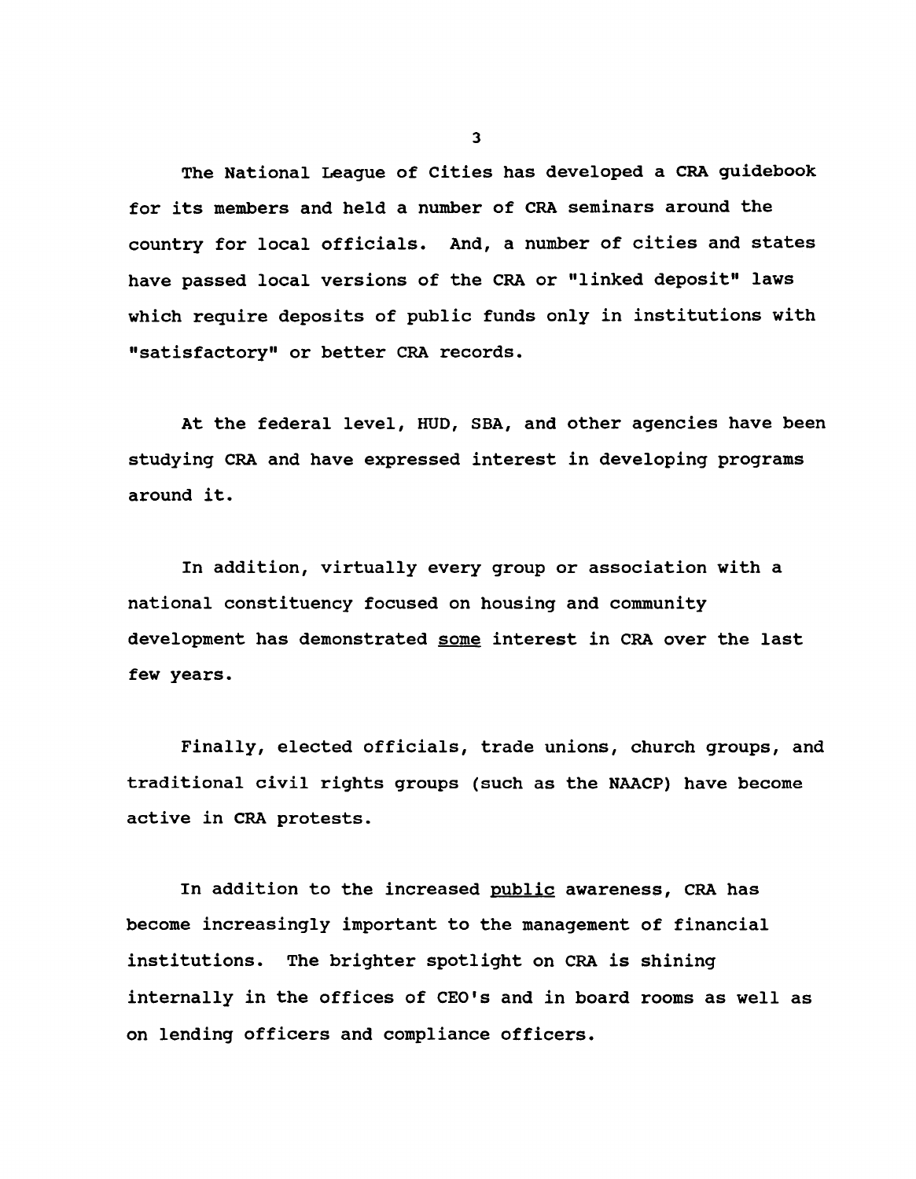The National League of Cities has developed a CRA guidebook for its members and held a number of CRA seminars around the country for local officials. And, a number of cities and states have passed local versions of the CRA or "linked deposit" laws which require deposits of public funds only in institutions with "satisfactory" or better CRA records.

At the federal level, HUD, SBA, and other agencies have been studying CRA and have expressed interest in developing programs around it.

In addition, virtually every group or association with a national constituency focused on housing and community development has demonstrated <u>some</u> interest in CRA over the last few years.

Finally, elected officials, trade unions, church groups, and traditional civil rights groups (such as the NAACP) have become active in CRA protests.

In addition to the increased <u>public</u> awareness, CRA has become increasingly important to the management of financial institutions. The brighter spotlight on CRA is shining internally in the offices of CEO's and in board rooms as well as on lending officers and compliance officers.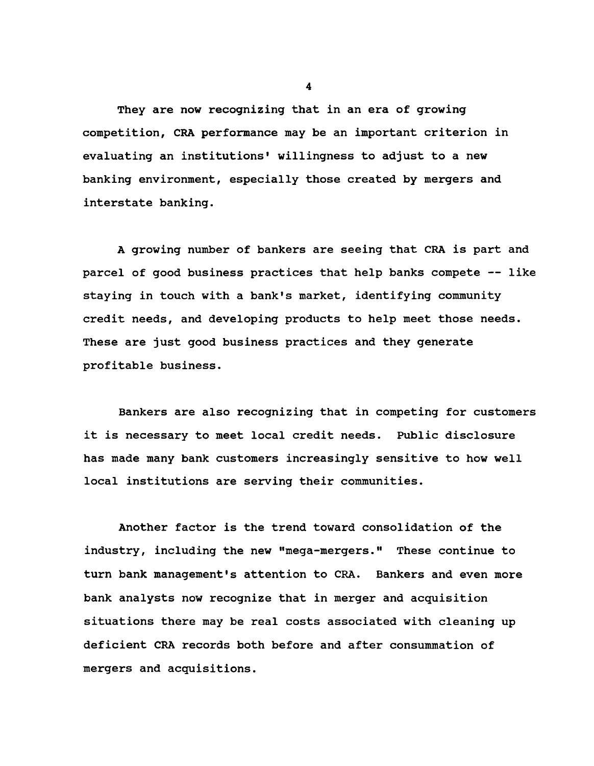They are now recognizing that in an era of growing competition, CRA performance may be an important criterion in evaluating an institutions' willingness to adjust to a new banking environment, especially those created by mergers and interstate banking.

A growing number of bankers are seeing that CRA is part and parcel of good business practices that help banks compete -- like staying in touch with a bank's market, identifying community credit needs, and developing products to help meet those needs. These are just good business practices and they generate profitable business.

Bankers are also recognizing that in competing for customers it is necessary to meet local credit needs. Public disclosure has made many bank customers increasingly sensitive to how well local institutions are serving their communities.

Another factor is the trend toward consolidation of the industry, including the new "mega-mergers." These continue to turn bank management's attention to CRA. Bankers and even more bank analysts now recognize that in merger and acquisition situations there may be real costs associated with cleaning up deficient CRA records both before and after consummation of mergers and acquisitions.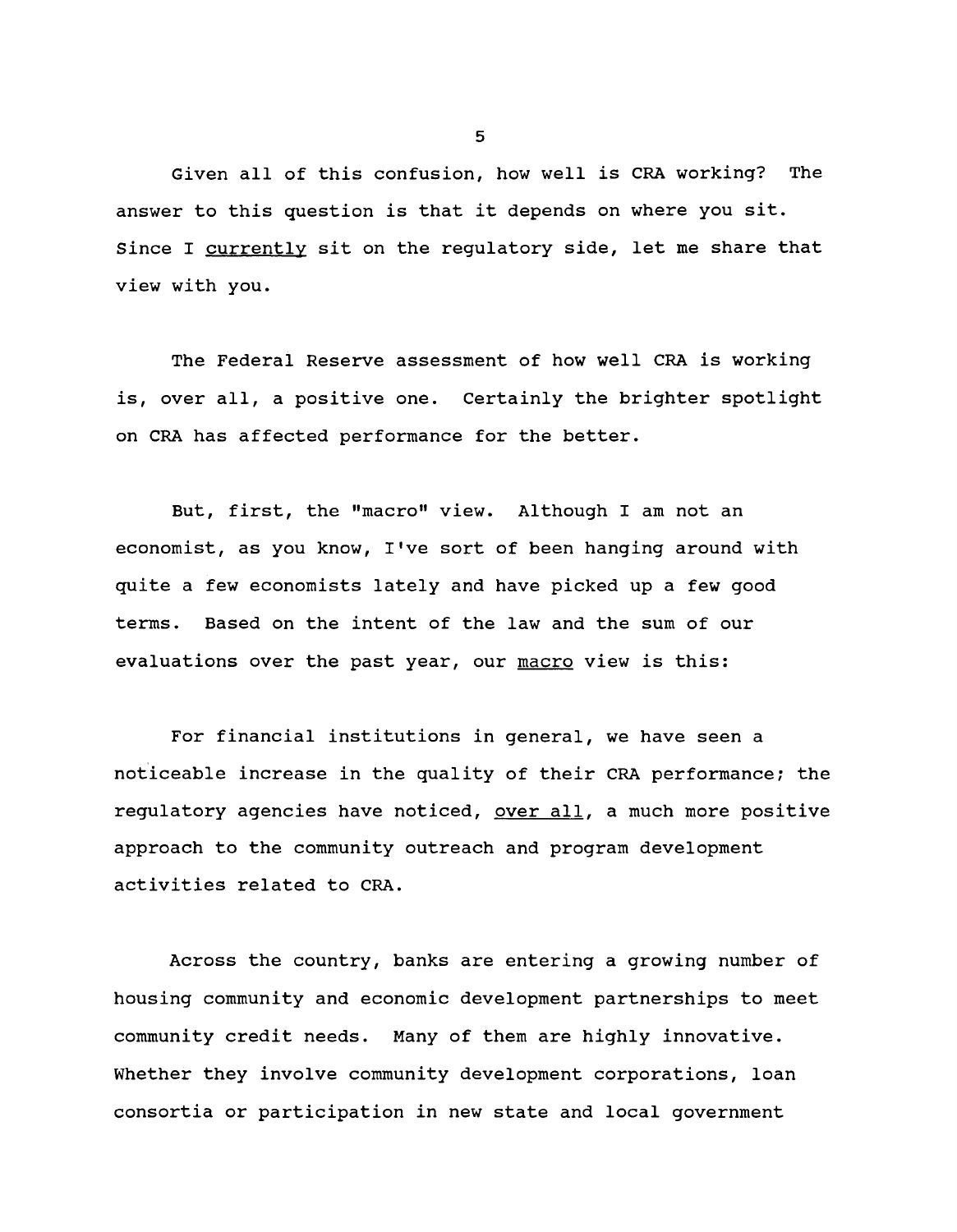Given all of this confusion, how well is CRA working? The answer to this question is that it depends on where you sit. Since I <u>currently</u> sit on the regulatory side, let me share that view with you.

The Federal Reserve assessment of how well CRA is working is, over all, a positive one. Certainly the brighter spotlight on CRA has affected performance for the better.

But, first, the "macro" view. Although I am not an economist, as you know, I've sort of been hanging around with quite a few economists lately and have picked up a few good terms. Based on the intent of the law and the sum of our evaluations over the past year, our <u>macro</u> view is this:

For financial institutions in general, we have seen a noticeable increase in the quality of their CRA performance; the regulatory agencies have noticed, <u>over all</u>, a much more positive approach to the community outreach and program development activities related to CRA.

Across the country, banks are entering a growing number of housing community and economic development partnerships to meet community credit needs. Many of them are highly innovative. Whether they involve community development corporations, loan consortia or participation in new state and local government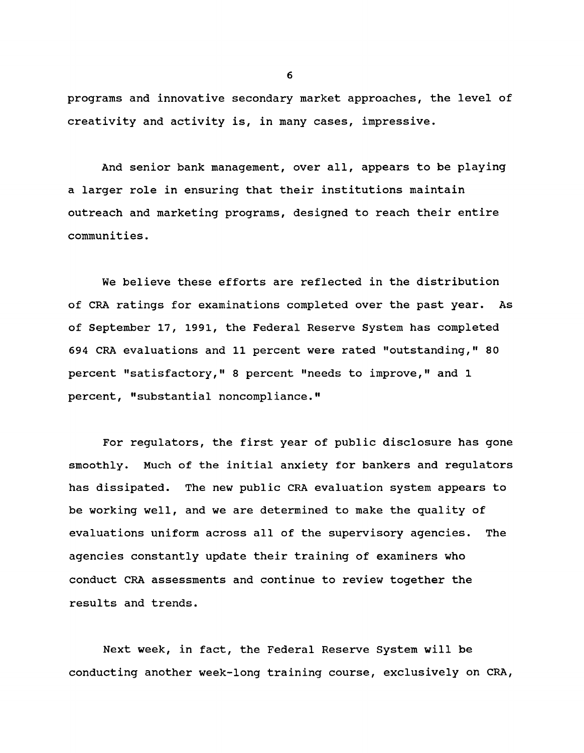programs and innovative secondary market approaches, the level of creativity and activity is, in many cases, impressive.

And senior bank management, over all, appears to be playing a larger role in ensuring that their institutions maintain outreach and marketing programs, designed to reach their entire communities.

We believe these efforts are reflected in the distribution of CRA ratings for examinations completed over the past year. As of September 17, 1991, the Federal Reserve System has completed 694 CRA evaluations and 11 percent were rated "outstanding," 80 percent "satisfactory," 8 percent "needs to improve," and 1 percent, "substantial noncompliance."

For regulators, the first year of public disclosure has gone smoothly. Much of the initial anxiety for bankers and regulators has dissipated. The new public CRA evaluation system appears to be working well, and we are determined to make the quality of evaluations uniform across all of the supervisory agencies. The agencies constantly update their training of examiners who conduct CRA assessments and continue to review together the results and trends.

Next week, in fact, the Federal Reserve System will be conducting another week-long training course, exclusively on CRA,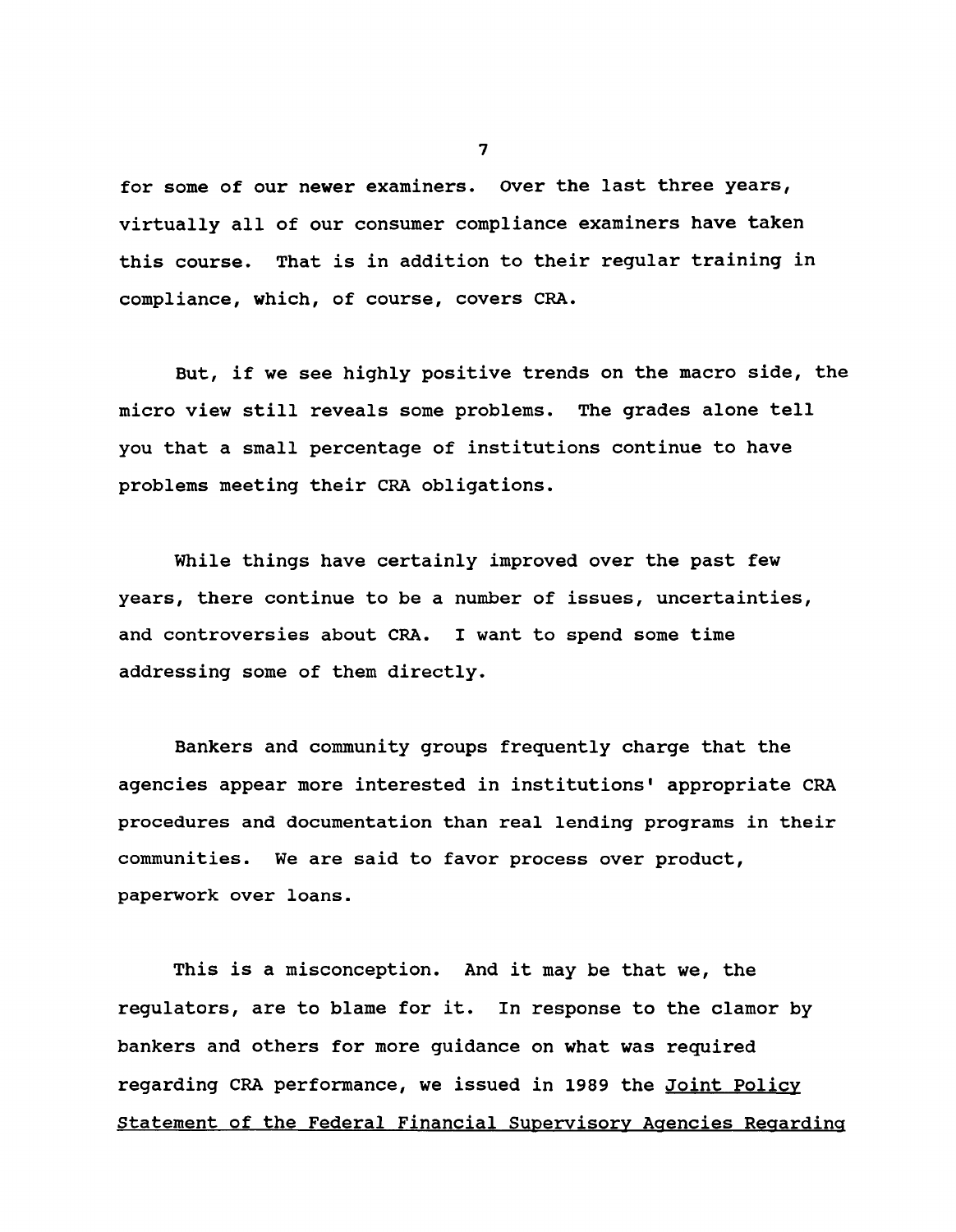for some of our newer examiners. Over the last three years, virtually all of our consumer compliance examiners have taken this course. That is in addition to their regular training in compliance, which, of course, covers CRA.

But, if we see highly positive trends on the macro side, the micro view still reveals some problems. The grades alone tell you that a small percentage of institutions continue to have problems meeting their CRA obligations.

While things have certainly improved over the past few years, there continue to be a number of issues, uncertainties, and controversies about CRA. I want to spend some time addressing some of them directly.

Bankers and community groups frequently charge that the agencies appear more interested in institutions' appropriate CRA procedures and documentation than real lending programs in their communities. We are said to favor process over product, paperwork over loans.

This is a misconception. And it may be that we, the regulators, are to blame for it. In response to the clamor by bankers and others for more guidance on what was required regarding CRA performance, we issued in 1989 the <u>Joint Policy Statement of the Federal Financial Supervisory Agencies Regarding</u>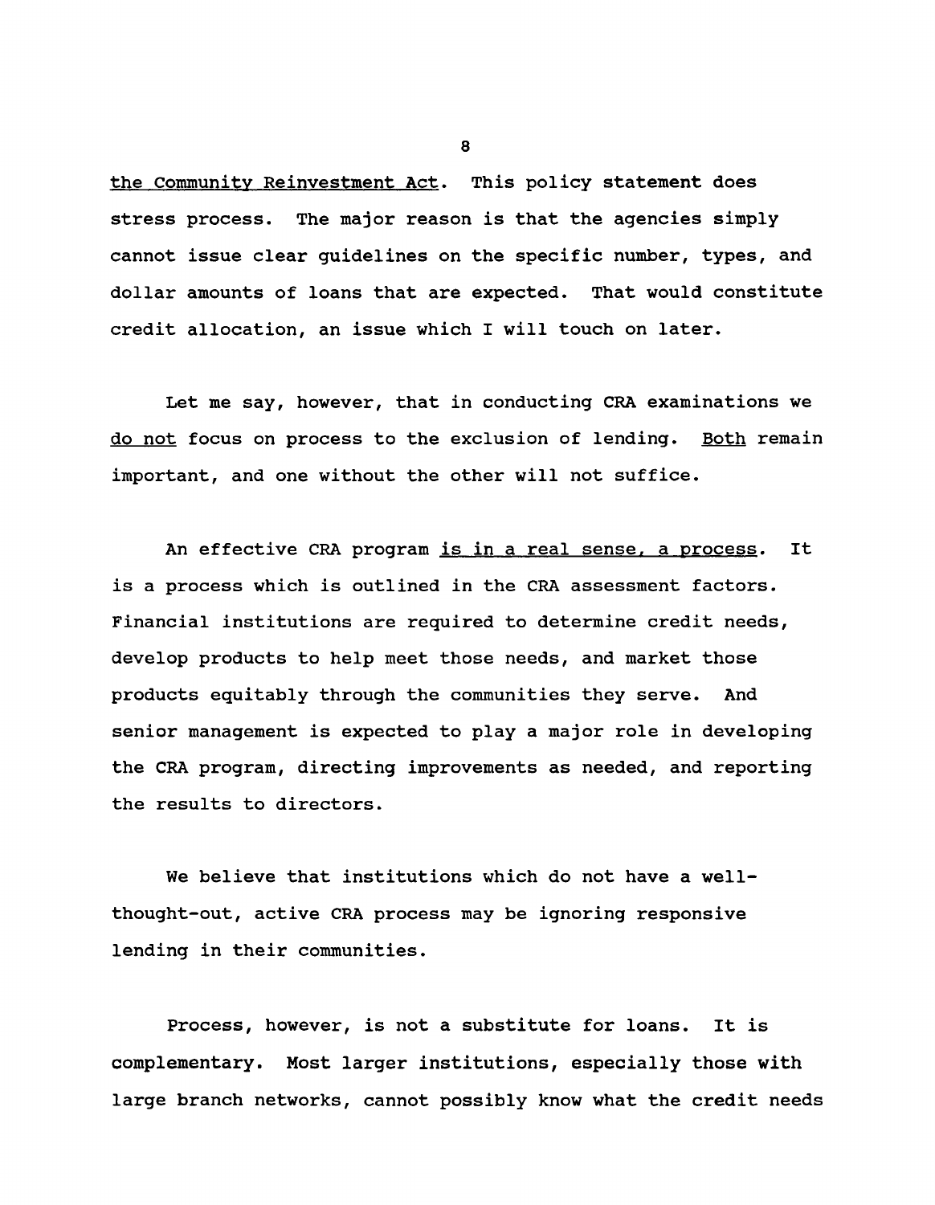the Community Reinvestment Act. This policy statement does stress process. The major reason is that the agencies simply cannot issue clear guidelines on the specific number, types, and dollar amounts of loans that are expected. That would constitute credit allocation, an issue which I will touch on later.

Let me say, however, that in conducting CRA examinations we do not focus on process to the exclusion of lending. Both remain important, and one without the other will not suffice.

An effective CRA program is in a real sense, a process. It is a process which is outlined in the CRA assessment factors. Financial institutions are required to determine credit needs, develop products to help meet those needs, and market those products equitably through the communities they serve. And senior management is expected to play a major role in developing the CRA program, directing improvements as needed, and reporting the results to directors.

We believe that institutions which do not have a well-thought-out, active CRA process may be ignoring responsive lending in their communities.

Process, however, is not a substitute for loans. It is complementary. Most larger institutions, especially those with large branch networks, cannot possibly know what the credit needs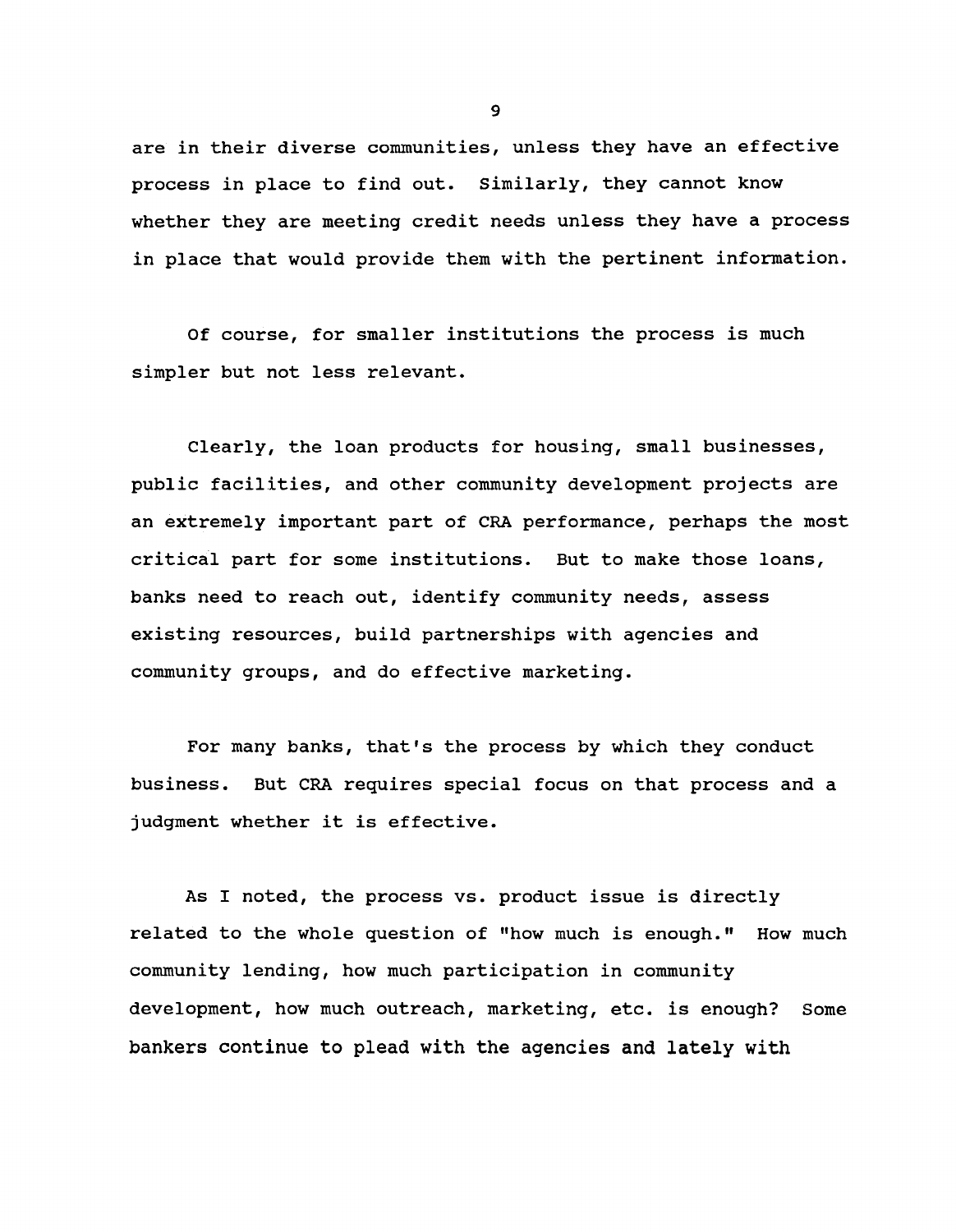are in their diverse communities, unless they have an effective process in place to find out. Similarly, they cannot know whether they are meeting credit needs unless they have a process in place that would provide them with the pertinent information.

Of course, for smaller institutions the process is much simpler but not less relevant.

Clearly, the loan products for housing, small businesses, public facilities, and other community development projects are an extremely important part of CRA performance, perhaps the most critical part for some institutions. But to make those loans, banks need to reach out, identify community needs, assess existing resources, build partnerships with agencies and community groups, and do effective marketing.

For many banks, that's the process by which they conduct business. But CRA requires special focus on that process and a judgment whether it is effective.

As I noted, the process vs. product issue is directly related to the whole question of "how much is enough." How much community lending, how much participation in community development, how much outreach, marketing, etc. is enough? Some bankers continue to plead with the agencies and lately with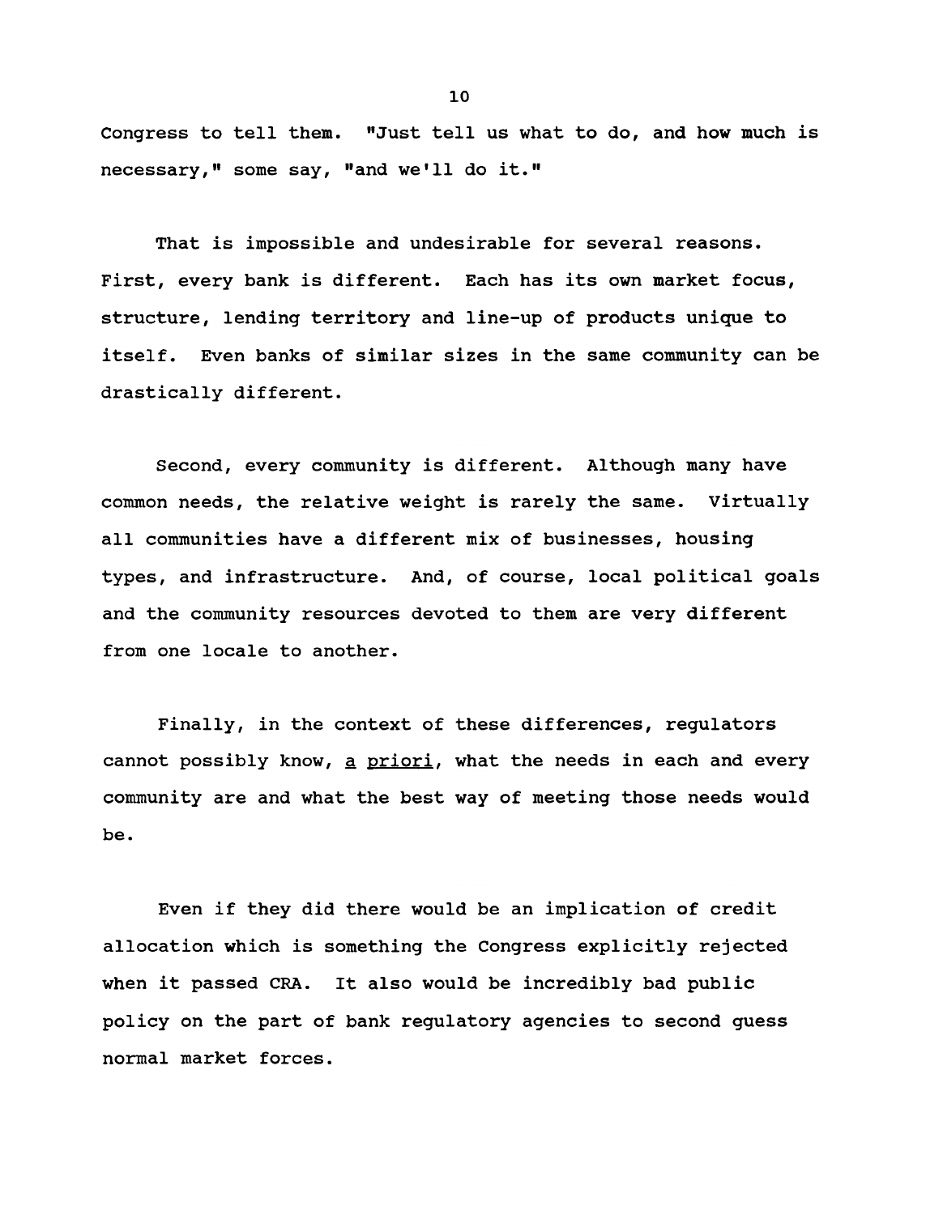Congress to tell them. "Just tell us what to do, and how much is necessary," some say, "and we'll do it."

That is impossible and undesirable for several reasons. First, every bank is different. Each has its own market focus, structure, lending territory and line-up of products unique to itself. Even banks of similar sizes in the same community can be drastically different.

Second, every community is different. Although many have common needs, the relative weight is rarely the same. Virtually all communities have a different mix of businesses, housing types, and infrastructure. And, of course, local political goals and the community resources devoted to them are very different from one locale to another.

Finally, in the context of these differences, regulators cannot possibly know, a priori, what the needs in each and every community are and what the best way of meeting those needs would be.

Even if they did there would be an implication of credit allocation which is something the Congress explicitly rejected when it passed CRA. It also would be incredibly bad public policy on the part of bank regulatory agencies to second guess normal market forces.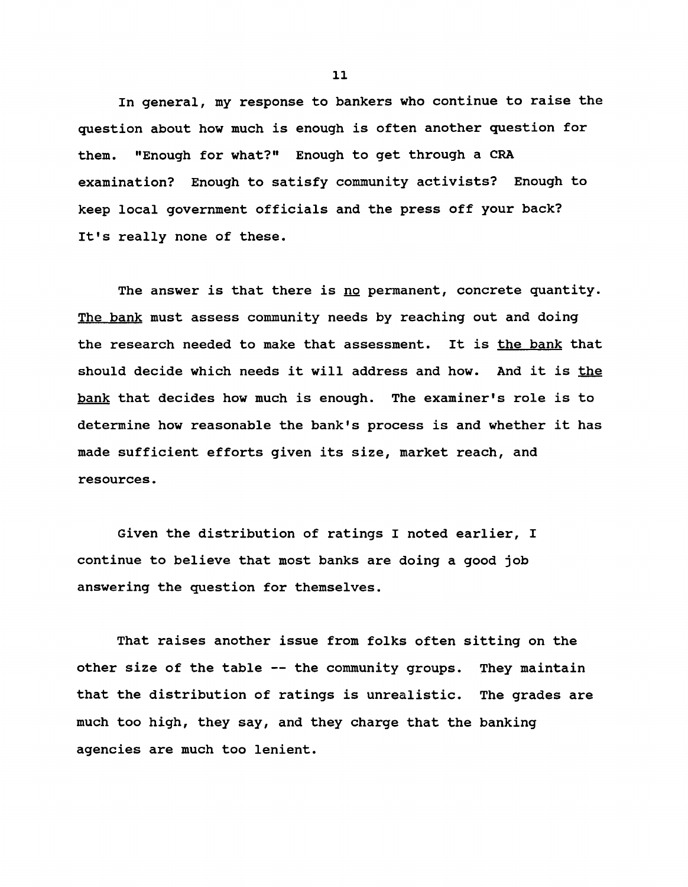In general, my response to bankers who continue to raise the question about how much is enough is often another question for them. "Enough for what?" Enough to get through a CRA examination? Enough to satisfy community activists? Enough to keep local government officials and the press off your back? It's really none of these.

The answer is that there is <u>no</u> permanent, concrete quantity. <u>The bank</u> must assess community needs by reaching out and doing the research needed to make that assessment. It is <u>the bank</u> that should decide which needs it will address and how. And it is <u>the bank</u> that decides how much is enough. The examiner's role is to determine how reasonable the bank's process is and whether it has made sufficient efforts given its size, market reach, and resources.

Given the distribution of ratings I noted earlier, I continue to believe that most banks are doing a good job answering the question for themselves.

That raises another issue from folks often sitting on the other size of the table -- the community groups. They maintain that the distribution of ratings is unrealistic. The grades are much too high, they say, and they charge that the banking agencies are much too lenient.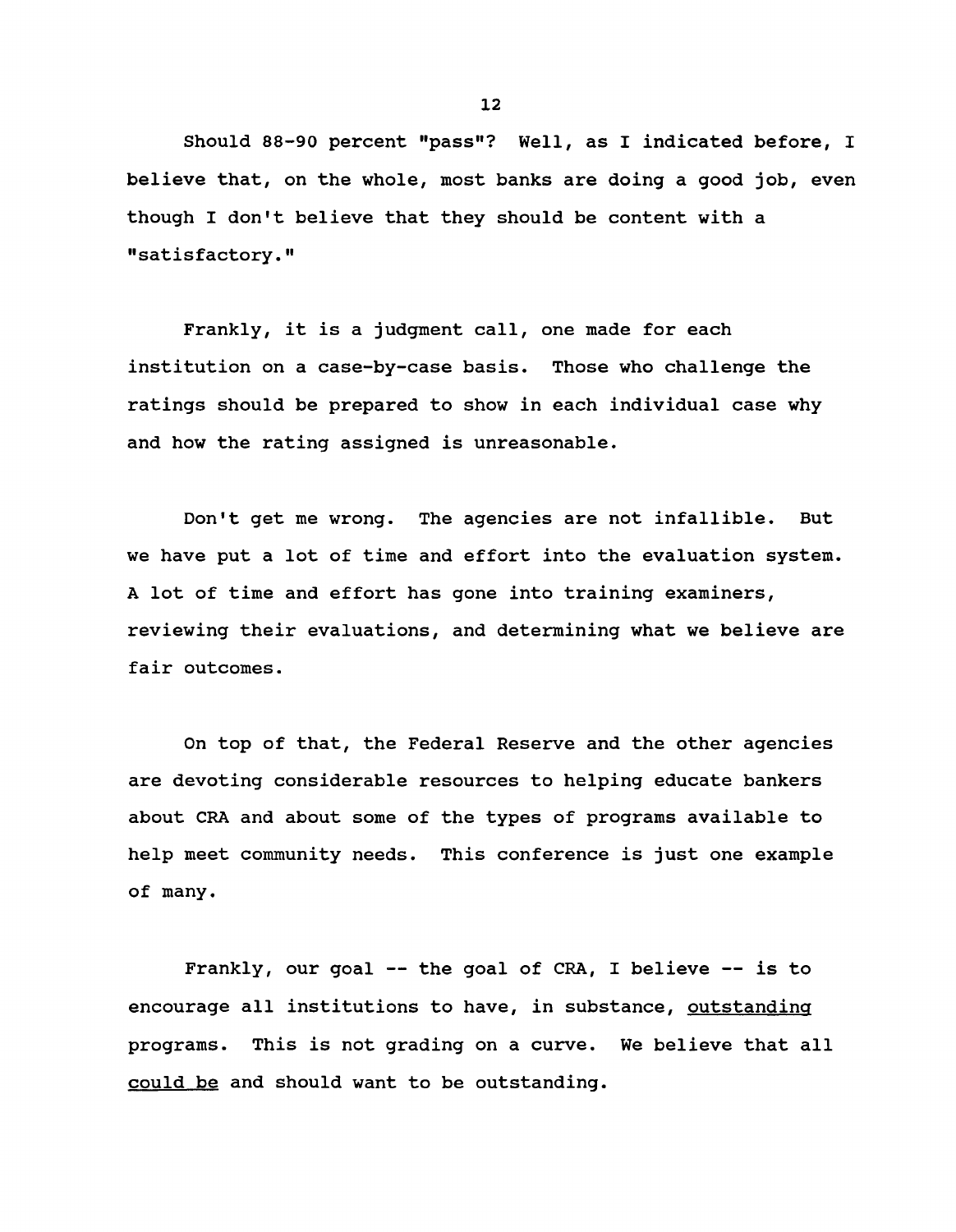Should 88-90 percent "pass"? Well, as I indicated before, I believe that, on the whole, most banks are doing a good job, even though I don't believe that they should be content with a "satisfactory."

Frankly, it is a judgment call, one made for each institution on a case-by-case basis. Those who challenge the ratings should be prepared to show in each individual case why and how the rating assigned is unreasonable.

Don't get me wrong. The agencies are not infallible. But we have put a lot of time and effort into the evaluation system. A lot of time and effort has gone into training examiners, reviewing their evaluations, and determining what we believe are fair outcomes.

On top of that, the Federal Reserve and the other agencies are devoting considerable resources to helping educate bankers about CRA and about some of the types of programs available to help meet community needs. This conference is just one example of many.

Frankly, our goal -- the goal of CRA, I believe -- is to encourage all institutions to have, in substance, <u>outstanding</u> programs. This is not grading on a curve. We believe that all <u>could be</u> and should want to be outstanding.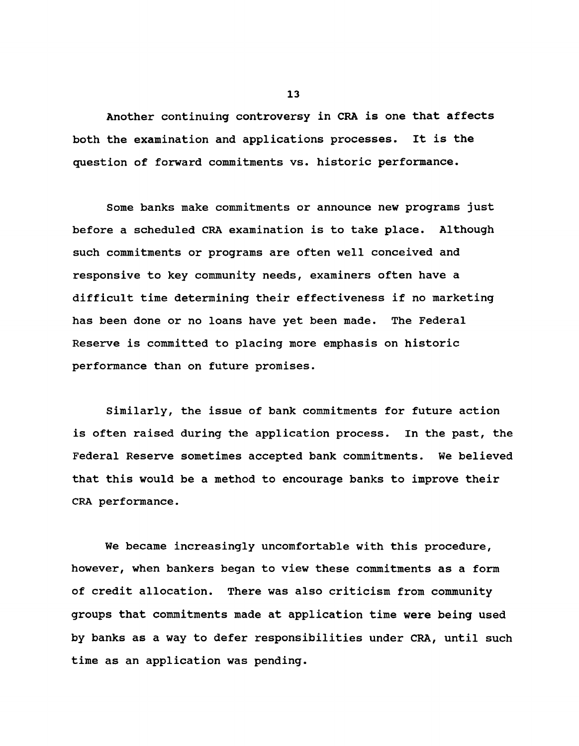Another continuing controversy in CRA is one that affects both the examination and applications processes. It is the question of forward commitments vs. historic performance.

Some banks make commitments or announce new programs just before a scheduled CRA examination is to take place. Although such commitments or programs are often well conceived and responsive to key community needs, examiners often have a difficult time determining their effectiveness if no marketing has been done or no loans have yet been made. The Federal Reserve is committed to placing more emphasis on historic performance than on future promises.

Similarly, the issue of bank commitments for future action is often raised during the application process. In the past, the Federal Reserve sometimes accepted bank commitments. We believed that this would be a method to encourage banks to improve their CRA performance.

We became increasingly uncomfortable with this procedure, however, when bankers began to view these commitments as a form of credit allocation. There was also criticism from community groups that commitments made at application time were being used by banks as a way to defer responsibilities under CRA, until such time as an application was pending.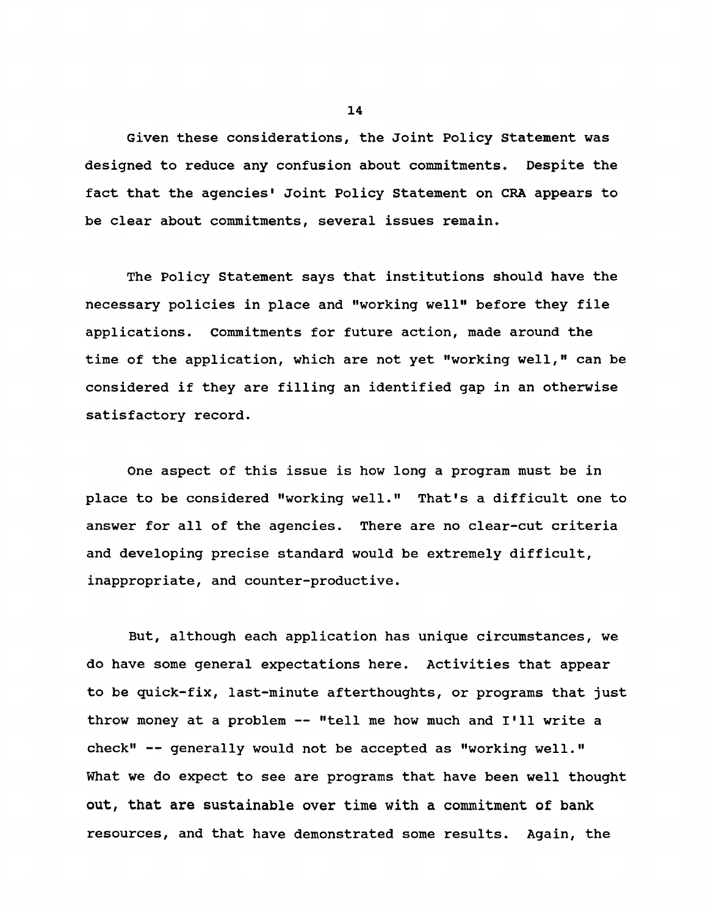Given these considerations, the Joint Policy Statement was designed to reduce any confusion about commitments. Despite the fact that the agencies' Joint Policy Statement on CRA appears to be clear about commitments, several issues remain.

The Policy Statement says that institutions should have the necessary policies in place and "working well" before they file applications. Commitments for future action, made around the time of the application, which are not yet "working well," can be considered if they are filling an identified gap in an otherwise satisfactory record.

One aspect of this issue is how long a program must be in place to be considered "working well." That's a difficult one to answer for all of the agencies. There are no clear-cut criteria and developing precise standard would be extremely difficult, inappropriate, and counter-productive.

But, although each application has unique circumstances, we do have some general expectations here. Activities that appear to be quick-fix, last-minute afterthoughts, or programs that just throw money at a problem -- "tell me how much and I'll write a check" -- generally would not be accepted as "working well." What we do expect to see are programs that have been well thought out, that are sustainable over time with a commitment of bank resources, and that have demonstrated some results. Again, the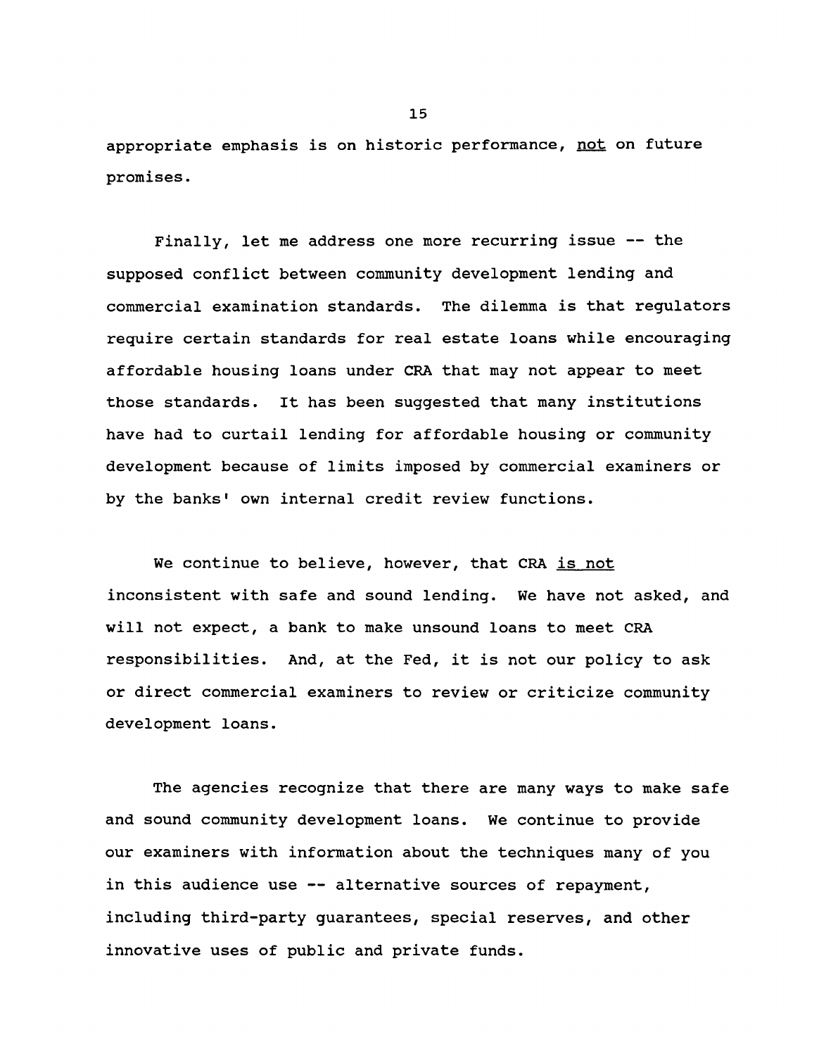appropriate emphasis is on historic performance, <u>not</u> on future promises.

Finally, let me address one more recurring issue -- the supposed conflict between community development lending and commercial examination standards. The dilemma is that regulators require certain standards for real estate loans while encouraging affordable housing loans under CRA that may not appear to meet those standards. It has been suggested that many institutions have had to curtail lending for affordable housing or community development because of limits imposed by commercial examiners or by the banks' own internal credit review functions.

We continue to believe, however, that CRA <u>is not</u> inconsistent with safe and sound lending. We have not asked, and will not expect, a bank to make unsound loans to meet CRA responsibilities. And, at the Fed, it is not our policy to ask or direct commercial examiners to review or criticize community development loans.

The agencies recognize that there are many ways to make safe and sound community development loans. We continue to provide our examiners with information about the techniques many of you in this audience use -- alternative sources of repayment, including third-party guarantees, special reserves, and other innovative uses of public and private funds.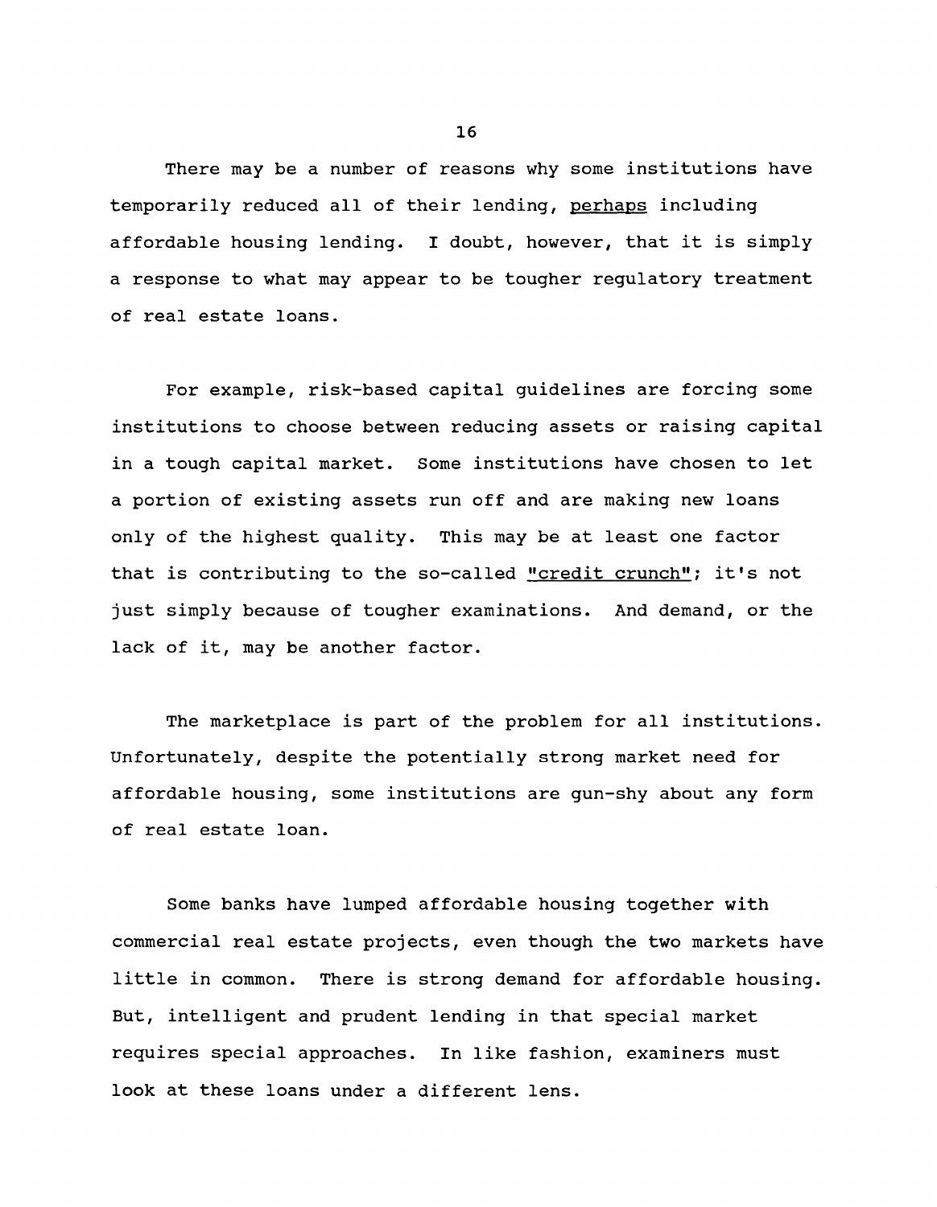There may be a number of reasons why some institutions have temporarily reduced all of their lending, <u>perhaps</u> including affordable housing lending. I doubt, however, that it is simply a response to what may appear to be tougher regulatory treatment of real estate loans.

For example, risk-based capital guidelines are forcing some institutions to choose between reducing assets or raising capital in a tough capital market. Some institutions have chosen to let a portion of existing assets run off and are making new loans only of the highest quality. This may be at least one factor that is contributing to the so-called <u>"credit crunch"</u>; it's not just simply because of tougher examinations. And demand, or the lack of it, may be another factor.

The marketplace is part of the problem for all institutions. Unfortunately, despite the potentially strong market need for affordable housing, some institutions are gun-shy about any form of real estate loan.

Some banks have lumped affordable housing together with commercial real estate projects, even though the two markets have little in common. There is strong demand for affordable housing. But, intelligent and prudent lending in that special market requires special approaches. In like fashion, examiners must look at these loans under a different lens.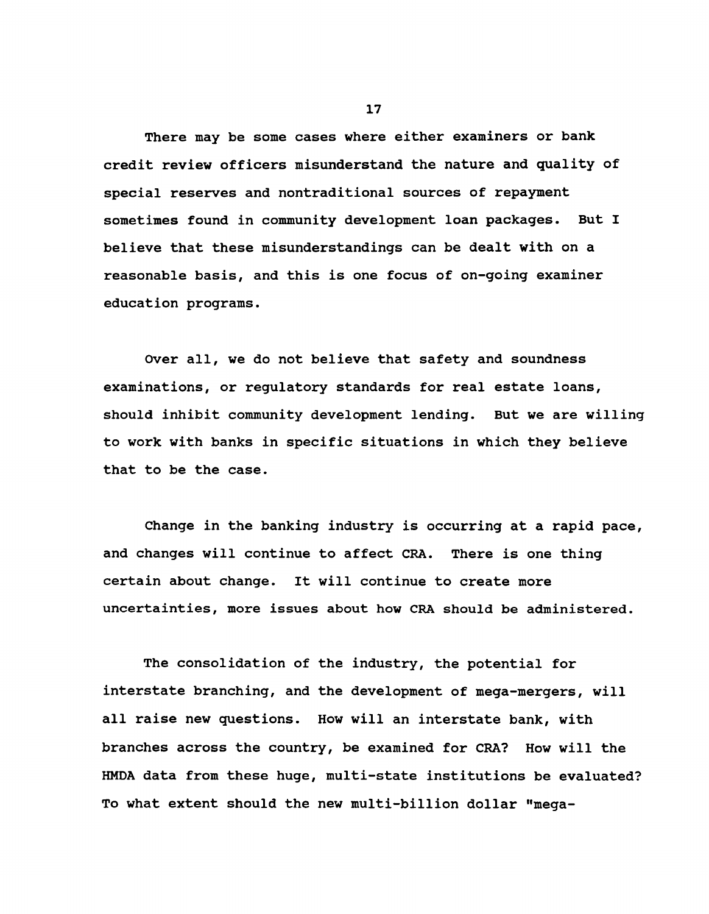There may be some cases where either examiners or bank credit review officers misunderstand the nature and quality of special reserves and nontraditional sources of repayment sometimes found in community development loan packages. But I believe that these misunderstandings can be dealt with on a reasonable basis, and this is one focus of on-going examiner education programs.

Over all, we do not believe that safety and soundness examinations, or regulatory standards for real estate loans, should inhibit community development lending. But we are willing to work with banks in specific situations in which they believe that to be the case.

Change in the banking industry is occurring at a rapid pace, and changes will continue to affect CRA. There is one thing certain about change. It will continue to create more uncertainties, more issues about how CRA should be administered.

The consolidation of the industry, the potential for interstate branching, and the development of mega-mergers, will all raise new questions. How will an interstate bank, with branches across the country, be examined for CRA? How will the HMDA data from these huge, multi-state institutions be evaluated? To what extent should the new multi-billion dollar "mega-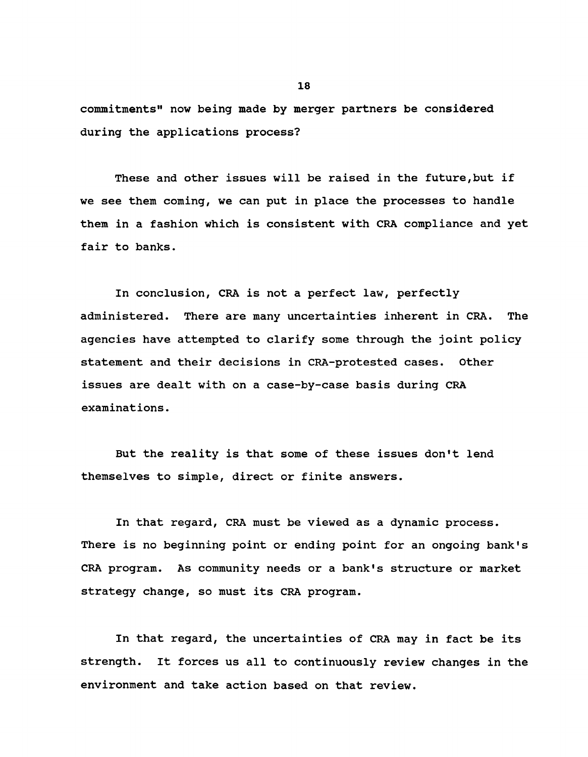commitments" now being made by merger partners be considered during the applications process?

These and other issues will be raised in the future,but if we see them coming, we can put in place the processes to handle them in a fashion which is consistent with CRA compliance and yet fair to banks.

In conclusion, CRA is not a perfect law, perfectly administered. There are many uncertainties inherent in CRA. The agencies have attempted to clarify some through the joint policy statement and their decisions in CRA-protested cases. Other issues are dealt with on a case-by-case basis during CRA examinations.

But the reality is that some of these issues don't lend themselves to simple, direct or finite answers.

In that regard, CRA must be viewed as a dynamic process. There is no beginning point or ending point for an ongoing bank's CRA program. As community needs or a bank's structure or market strategy change, so must its CRA program.

In that regard, the uncertainties of CRA may in fact be its strength. It forces us all to continuously review changes in the environment and take action based on that review.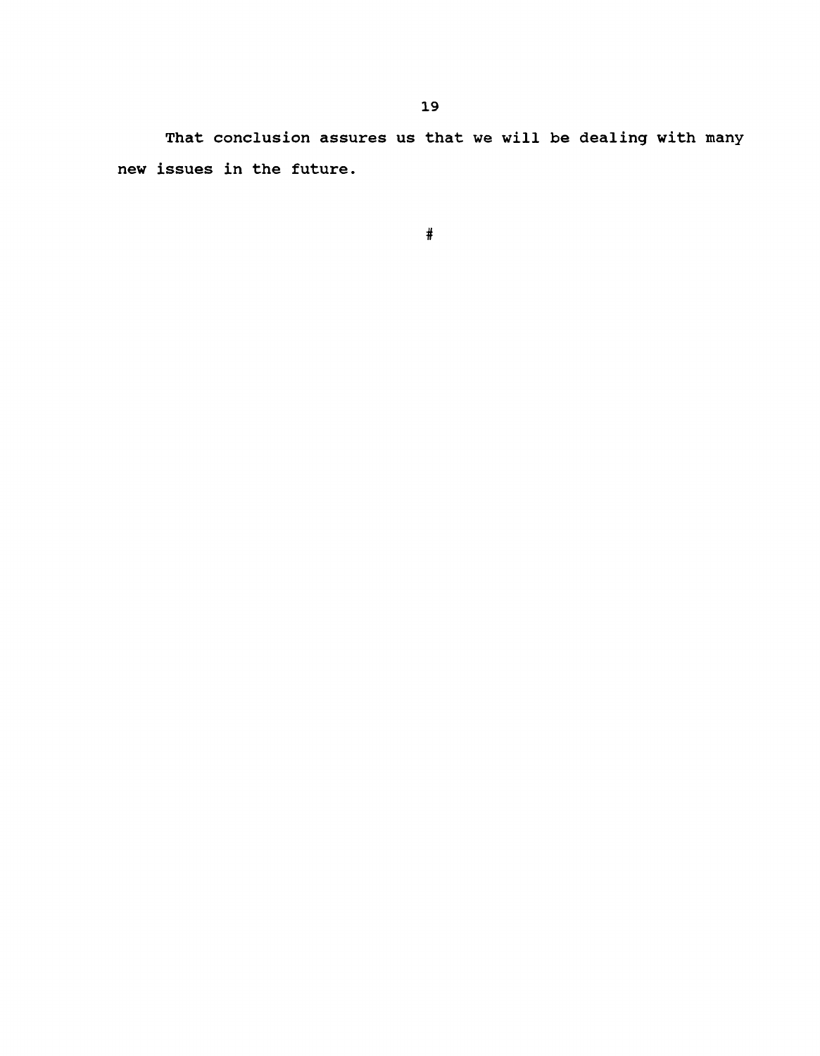That conclusion assures us that we will be dealing with many new issues in the future.

#